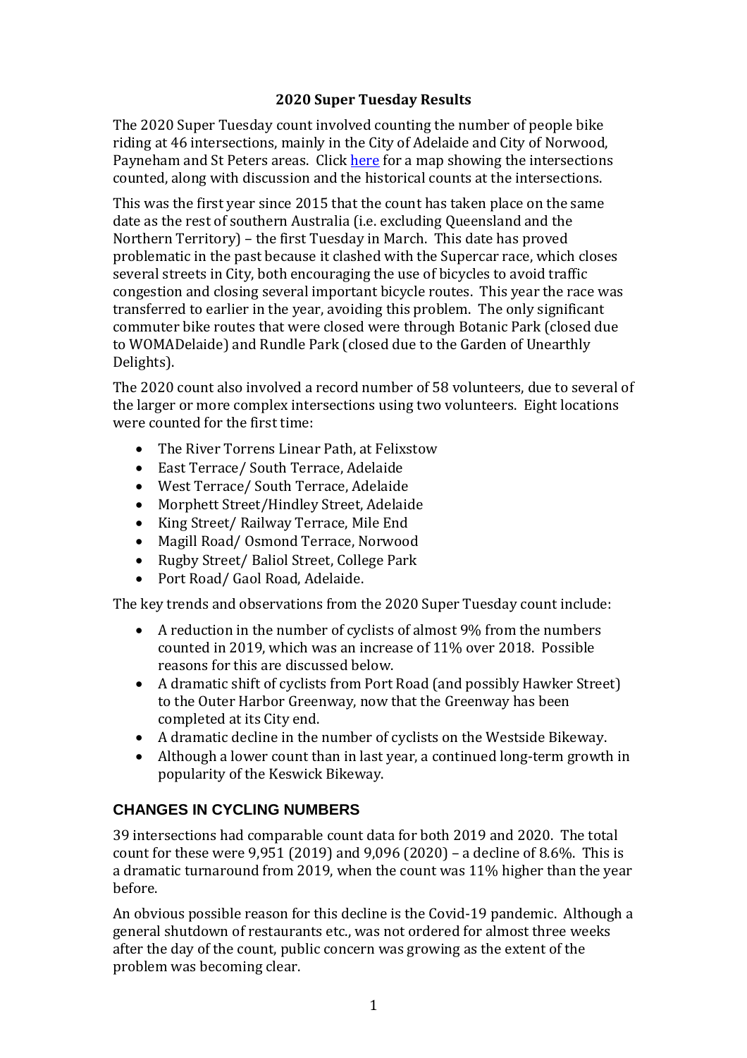# 2020 Super Tuesday Results

The 2020 Super Tuesday count involved counting the number of people bike riding at 46 intersections, mainly in the City of Adelaide and City of Norwood, Payneham and St Peters areas. Click [here]() for a map showing the intersections counted, along with discussion and the historical counts at the intersections.

This was the first year since 2015 that the count has taken place on the same date as the rest of southern Australia (i.e. excluding Queensland and the Northern Territory) – the first Tuesday in March. This date has proved problematic in the past because it clashed with the Supercar race, which closes several streets in City, both encouraging the use of bicycles to avoid traffic congestion and closing several important bicycle routes. This year the race was transferred to earlier in the year, avoiding this problem. The only significant commuter bike routes that were closed were through Botanic Park (closed due to WOMADelaide) and Rundle Park (closed due to the Garden of Unearthly Delights).

The 2020 count also involved a record number of 58 volunteers, due to several of the larger or more complex intersections using two volunteers. Eight locations were counted for the first time:

- The River Torrens Linear Path, at Felixstow
- East Terrace/ South Terrace, Adelaide
- West Terrace/ South Terrace, Adelaide
- Morphett Street/Hindley Street, Adelaide
- King Street/ Railway Terrace, Mile End
- Magill Road/ Osmond Terrace, Norwood
- Rugby Street/ Baliol Street, College Park
- Port Road/ Gaol Road, Adelaide.

The key trends and observations from the 2020 Super Tuesday count include:

- A reduction in the number of cyclists of almost 9% from the numbers counted in 2019, which was an increase of 11% over 2018. Possible reasons for this are discussed below.
- A dramatic shift of cyclists from Port Road (and possibly Hawker Street) to the Outer Harbor Greenway, now that the Greenway has been completed at its City end.
- A dramatic decline in the number of cyclists on the Westside Bikeway.
- Although a lower count than in last year, a continued long-term growth in popularity of the Keswick Bikeway.

## CHANGES IN CYCLING NUMBERS

39 intersections had comparable count data for both 2019 and 2020. The total count for these were 9,951 (2019) and 9,096 (2020) – a decline of 8.6%. This is a dramatic turnaround from 2019, when the count was 11% higher than the year before.

An obvious possible reason for this decline is the Covid-19 pandemic. Although a general shutdown of restaurants etc., was not ordered for almost three weeks after the day of the count, public concern was growing as the extent of the problem was becoming clear.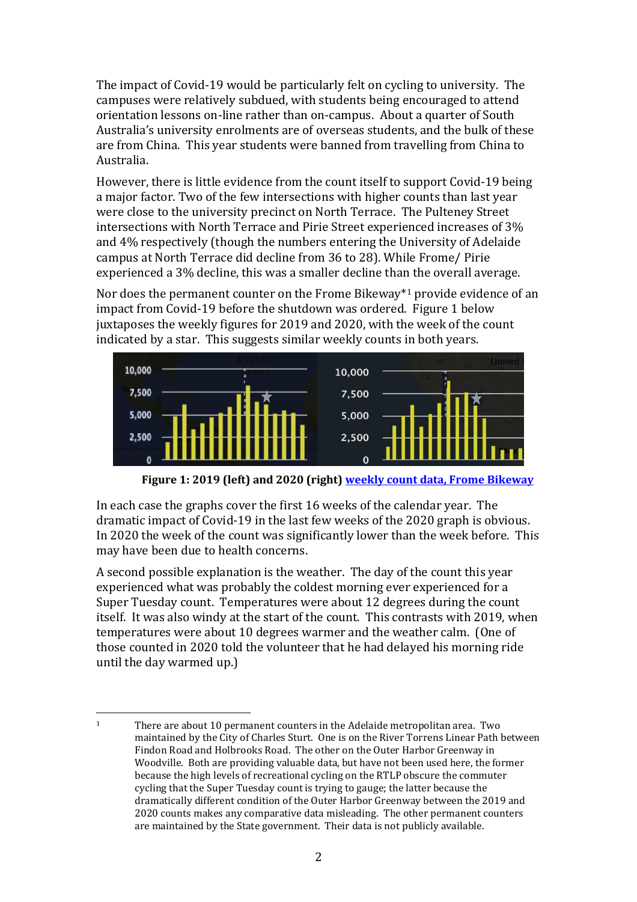The impact of Covid-19 would be particularly felt on cycling to university. The campuses were relatively subdued, with students being encouraged to attend orientation lessons on-line rather than on-campus. About a quarter of South Australia's university enrolments are of overseas students, and the bulk of these are from China. This year students were banned from travelling from China to Australia.

However, there is little evidence from the count itself to support Covid-19 being a major factor. Two of the few intersections with higher counts than last year were close to the university precinct on North Terrace. The Pulteney Street intersections with North Terrace and Pirie Street experienced increases of 3% and 4% respectively (though the numbers entering the University of Adelaide campus at North Terrace did decline from 36 to 28). While Frome/ Pirie experienced a 3% decline, this was a smaller decline than the overall average.

Nor does the permanent counter on the Frome Bikeway*[1] provide evidence of an impact from Covid-19 before the shutdown was ordered. Figure 1 below juxtaposes the weekly figures for 2019 and 2020, with the week of the count indicated by a star. This suggests similar weekly counts in both years.

**Figure 1: 2019 (left) and 2020 (right) weekly count data, Frome Bikeway**

In each case the graphs cover the first 16 weeks of the calendar year. The dramatic impact of Covid-19 in the last few weeks of the 2020 graph is obvious. In 2020 the week of the count was significantly lower than the week before. This may have been due to health concerns.

A second possible explanation is the weather. The day of the count this year experienced what was probably the coldest morning ever experienced for a Super Tuesday count. Temperatures were about 12 degrees during the count itself. It was also windy at the start of the count. This contrasts with 2019, when temperatures were about 10 degrees warmer and the weather calm. (One of those counted in 2020 told the volunteer that he had delayed his morning ride until the day warmed up.)

---

[1] There are about 10 permanent counters in the Adelaide metropolitan area. Two maintained by the City of Charles Sturt. One is on the River Torrens Linear Path between Findon Road and Holbrooks Road. The other on the Outer Harbor Greenway in Woodville. Both are providing valuable data, but have not been used here, the former because the high levels of recreational cycling on the RTLP obscure the commuter cycling that the Super Tuesday count is trying to gauge; the latter because the dramatically different condition of the Outer Harbor Greenway between the 2019 and 2020 counts makes any comparative data misleading. The other permanent counters are maintained by the State government. Their data is not publicly available.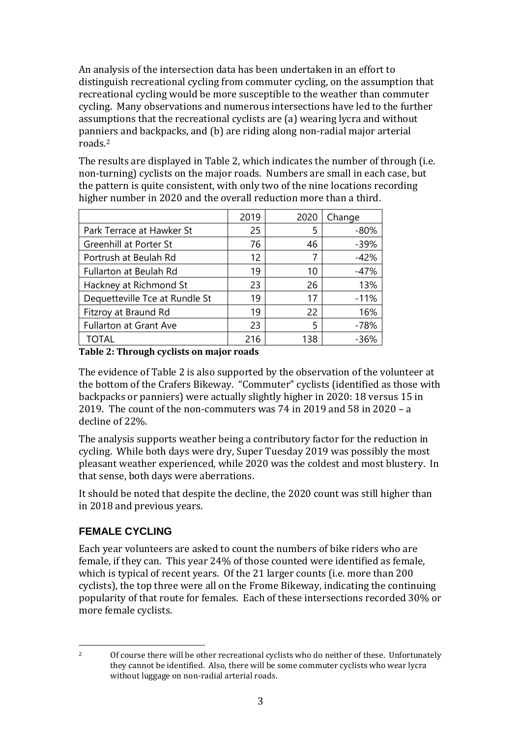An analysis of the intersection data has been undertaken in an effort to distinguish recreational cycling from commuter cycling, on the assumption that recreational cycling would be more susceptible to the weather than commuter cycling. Many observations and numerous intersections have led to the further assumptions that the recreational cyclists are (a) wearing lycra and without panniers and backpacks, and (b) are riding along non-radial major arterial roads.[2]

The results are displayed in Table 2, which indicates the number of through (i.e. non-turning) cyclists on the major roads. Numbers are small in each case, but the pattern is quite consistent, with only two of the nine locations recording higher number in 2020 and the overall reduction more than a third.

| | 2019 | 2020 | Change |
|---|---|---|---|
| Park Terrace at Hawker St | 25 | 5 | -80% |
| Greenhill at Porter St | 76 | 46 | -39% |
| Portrush at Beulah Rd | 12 | 7 | -42% |
| Fullarton at Beulah Rd | 19 | 10 | -47% |
| Hackney at Richmond St | 23 | 26 | 13% |
| Dequetteville Tce at Rundle St | 19 | 17 | -11% |
| Fitzroy at Braund Rd | 19 | 22 | 16% |
| Fullarton at Grant Ave | 23 | 5 | -78% |
| TOTAL | 216 | 138 | -36% |

**Table 2: Through cyclists on major roads**

The evidence of Table 2 is also supported by the observation of the volunteer at the bottom of the Crafers Bikeway. "Commuter" cyclists (identified as those with backpacks or panniers) were actually slightly higher in 2020: 18 versus 15 in 2019. The count of the non-commuters was 74 in 2019 and 58 in 2020 – a decline of 22%.

The analysis supports weather being a contributory factor for the reduction in cycling. While both days were dry, Super Tuesday 2019 was possibly the most pleasant weather experienced, while 2020 was the coldest and most blustery. In that sense, both days were aberrations.

It should be noted that despite the decline, the 2020 count was still higher than in 2018 and previous years.

## FEMALE CYCLING

Each year volunteers are asked to count the numbers of bike riders who are female, if they can. This year 24% of those counted were identified as female, which is typical of recent years. Of the 21 larger counts (i.e. more than 200 cyclists), the top three were all on the Frome Bikeway, indicating the continuing popularity of that route for females. Each of these intersections recorded 30% or more female cyclists.

---

[2] Of course there will be other recreational cyclists who do neither of these. Unfortunately they cannot be identified. Also, there will be some commuter cyclists who wear lycra without luggage on non-radial arterial roads.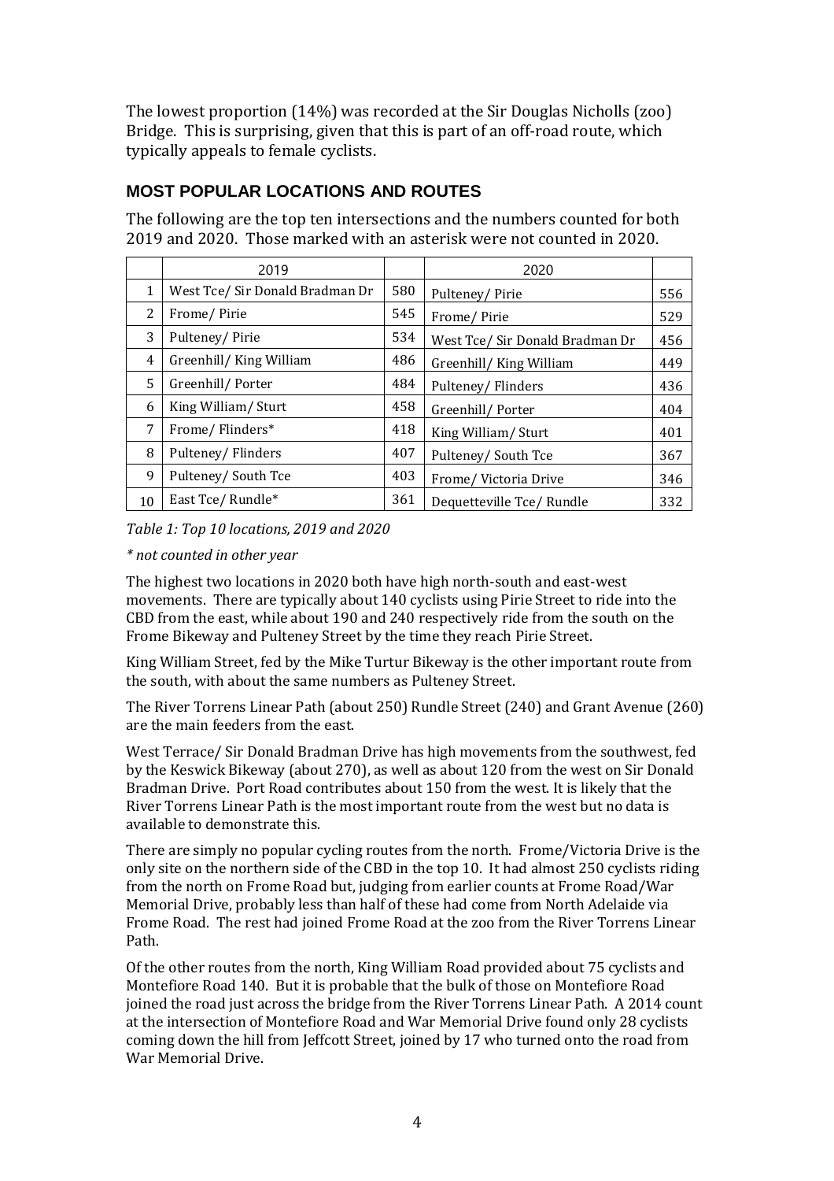The lowest proportion (14%) was recorded at the Sir Douglas Nicholls (zoo) Bridge. This is surprising, given that this is part of an off-road route, which typically appeals to female cyclists.

## MOST POPULAR LOCATIONS AND ROUTES

The following are the top ten intersections and the numbers counted for both 2019 and 2020. Those marked with an asterisk were not counted in 2020.

| | 2019 | | 2020 | |
|---|---|---|---|---|
| 1 | West Tce/ Sir Donald Bradman Dr | 580 | Pulteney/ Pirie | 556 |
| 2 | Frome/ Pirie | 545 | Frome/ Pirie | 529 |
| 3 | Pulteney/ Pirie | 534 | West Tce/ Sir Donald Bradman Dr | 456 |
| 4 | Greenhill/ King William | 486 | Greenhill/ King William | 449 |
| 5 | Greenhill/ Porter | 484 | Pulteney/ Flinders | 436 |
| 6 | King William/ Sturt | 458 | Greenhill/ Porter | 404 |
| 7 | Frome/ Flinders* | 418 | King William/ Sturt | 401 |
| 8 | Pulteney/ Flinders | 407 | Pulteney/ South Tce | 367 |
| 9 | Pulteney/ South Tce | 403 | Frome/ Victoria Drive | 346 |
| 10 | East Tce/ Rundle* | 361 | Dequetteville Tce/ Rundle | 332 |

*Table 1: Top 10 locations, 2019 and 2020*

*\* not counted in other year*

The highest two locations in 2020 both have high north-south and east-west movements. There are typically about 140 cyclists using Pirie Street to ride into the CBD from the east, while about 190 and 240 respectively ride from the south on the Frome Bikeway and Pulteney Street by the time they reach Pirie Street.

King William Street, fed by the Mike Turtur Bikeway is the other important route from the south, with about the same numbers as Pulteney Street.

The River Torrens Linear Path (about 250) Rundle Street (240) and Grant Avenue (260) are the main feeders from the east.

West Terrace/ Sir Donald Bradman Drive has high movements from the southwest, fed by the Keswick Bikeway (about 270), as well as about 120 from the west on Sir Donald Bradman Drive. Port Road contributes about 150 from the west. It is likely that the River Torrens Linear Path is the most important route from the west but no data is available to demonstrate this.

There are simply no popular cycling routes from the north. Frome/Victoria Drive is the only site on the northern side of the CBD in the top 10. It had almost 250 cyclists riding from the north on Frome Road but, judging from earlier counts at Frome Road/War Memorial Drive, probably less than half of these had come from North Adelaide via Frome Road. The rest had joined Frome Road at the zoo from the River Torrens Linear Path.

Of the other routes from the north, King William Road provided about 75 cyclists and Montefiore Road 140. But it is probable that the bulk of those on Montefiore Road joined the road just across the bridge from the River Torrens Linear Path. A 2014 count at the intersection of Montefiore Road and War Memorial Drive found only 28 cyclists coming down the hill from Jeffcott Street, joined by 17 who turned onto the road from War Memorial Drive.